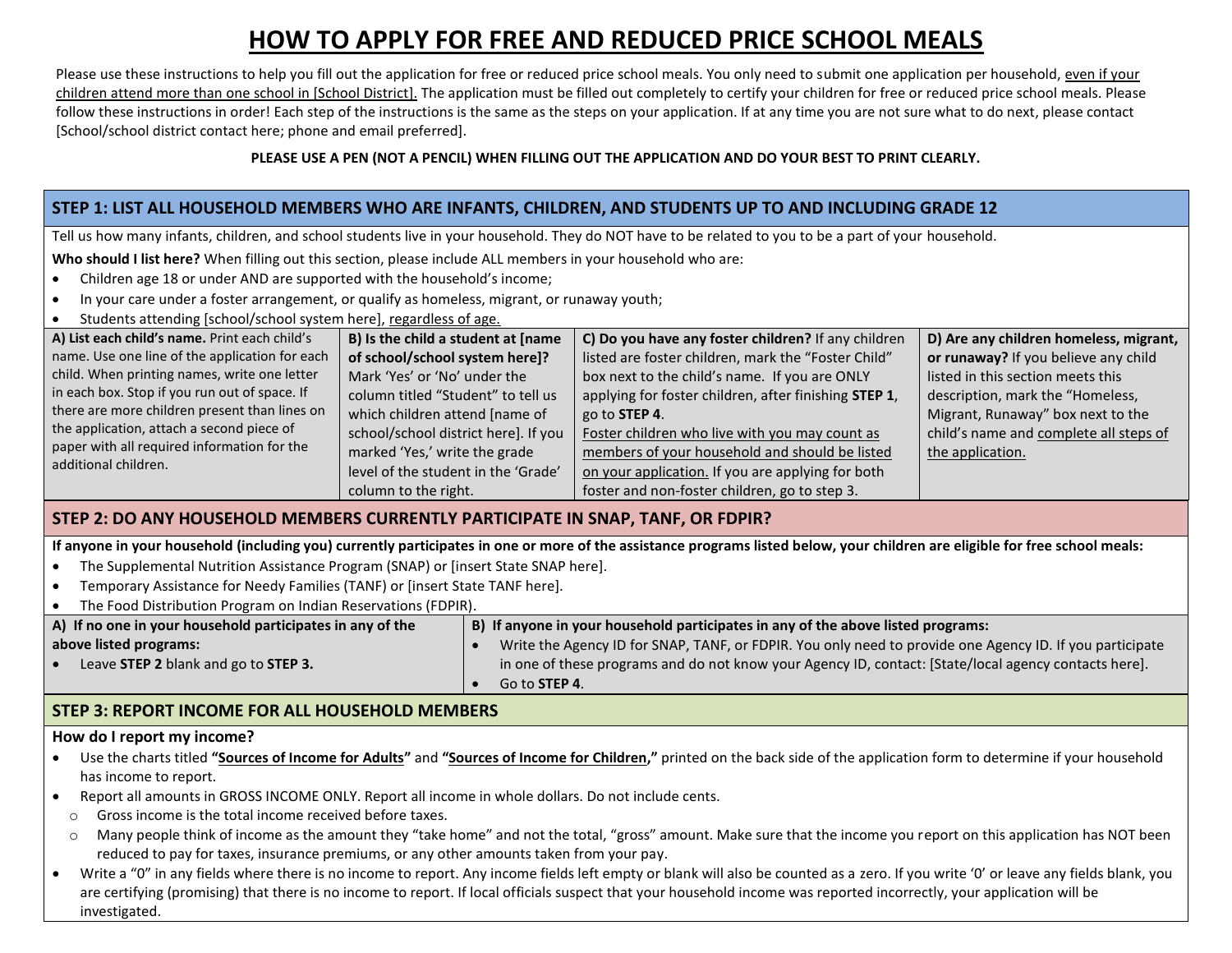# HOW TO APPLY FOR FREE AND REDUCED PRICE SCHOOL MEALS

Please use these instructions to help you fill out the application for free or reduced price school meals. You only need to submit one application per household, even if your children attend more than one school in [School District]. The application must be filled out completely to certify your children for free or reduced price school meals. Please follow these instructions in order! Each step of the instructions is the same as the steps on your application. If at any time you are not sure what to do next, please contact [School/school district contact here; phone and email preferred].

**PLEASE USE A PEN (NOT A PENCIL) WHEN FILLING OUT THE APPLICATION AND DO YOUR BEST TO PRINT CLEARLY.**

## STEP 1: LIST ALL HOUSEHOLD MEMBERS WHO ARE INFANTS, CHILDREN, AND STUDENTS UP TO AND INCLUDING GRADE 12

Tell us how many infants, children, and school students live in your household. They do NOT have to be related to you to be a part of your household.

**Who should I list here?** When filling out this section, please include ALL members in your household who are:

- Children age 18 or under AND are supported with the household's income;
- In your care under a foster arrangement, or qualify as homeless, migrant, or runaway youth;
- Students attending [school/school system here], regardless of age.

| A) List each child's name. | B) Is the child a student at [name of school/school system here]? | C) Do you have any foster children? | D) Are any children homeless, migrant, or runaway? |
|---|---|---|---|
| Print each child's name. Use one line of the application for each child. When printing names, write one letter in each box. Stop if you run out of space. If there are more children present than lines on the application, attach a second piece of paper with all required information for the additional children. | Mark 'Yes' or 'No' under the column titled "Student" to tell us which children attend [name of school/school district here]. If you marked 'Yes,' write the grade level of the student in the 'Grade' column to the right. | If any children listed are foster children, mark the "Foster Child" box next to the child's name. If you are ONLY applying for foster children, after finishing **STEP 1**, go to **STEP 4**. Foster children who live with you may count as members of your household and should be listed on your application. If you are applying for both foster and non-foster children, go to step 3. | If you believe any child listed in this section meets this description, mark the "Homeless, Migrant, Runaway" box next to the child's name and complete all steps of the application. |

## STEP 2: DO ANY HOUSEHOLD MEMBERS CURRENTLY PARTICIPATE IN SNAP, TANF, OR FDPIR?

**If anyone in your household (including you) currently participates in one or more of the assistance programs listed below, your children are eligible for free school meals:**

- The Supplemental Nutrition Assistance Program (SNAP) or [insert State SNAP here].
- Temporary Assistance for Needy Families (TANF) or [insert State TANF here].
- The Food Distribution Program on Indian Reservations (FDPIR).

| A) If no one in your household participates in any of the above listed programs: | B) If anyone in your household participates in any of the above listed programs: |
|---|---|
| • Leave **STEP 2** blank and go to **STEP 3.** | • Write the Agency ID for SNAP, TANF, or FDPIR. You only need to provide one Agency ID. If you participate in one of these programs and do not know your Agency ID, contact: [State/local agency contacts here]. • Go to **STEP 4**. |

## STEP 3: REPORT INCOME FOR ALL HOUSEHOLD MEMBERS

**How do I report my income?**

- Use the charts titled **"Sources of Income for Adults"** and **"Sources of Income for Children,"** printed on the back side of the application form to determine if your household has income to report.
- Report all amounts in GROSS INCOME ONLY. Report all income in whole dollars. Do not include cents.
  - Gross income is the total income received before taxes.
  - Many people think of income as the amount they "take home" and not the total, "gross" amount. Make sure that the income you report on this application has NOT been reduced to pay for taxes, insurance premiums, or any other amounts taken from your pay.
- Write a "0" in any fields where there is no income to report. Any income fields left empty or blank will also be counted as a zero. If you write '0' or leave any fields blank, you are certifying (promising) that there is no income to report. If local officials suspect that your household income was reported incorrectly, your application will be investigated.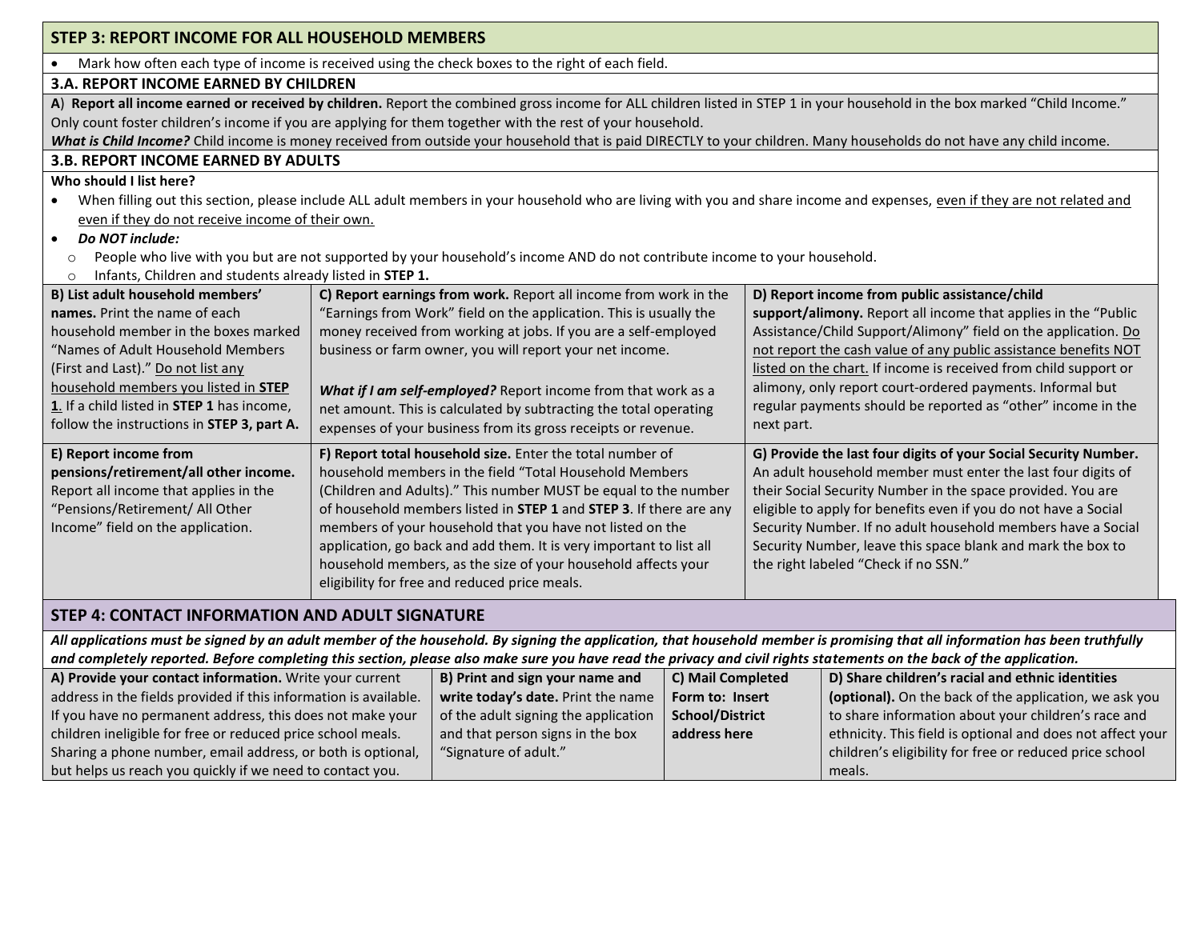## STEP 3: REPORT INCOME FOR ALL HOUSEHOLD MEMBERS

- Mark how often each type of income is received using the check boxes to the right of each field.

### 3.A. REPORT INCOME EARNED BY CHILDREN

**A**) **Report all income earned or received by children.** Report the combined gross income for ALL children listed in STEP 1 in your household in the box marked "Child Income." Only count foster children's income if you are applying for them together with the rest of your household.

***What is Child Income?*** Child income is money received from outside your household that is paid DIRECTLY to your children. Many households do not have any child income.

### 3.B. REPORT INCOME EARNED BY ADULTS

**Who should I list here?**

- When filling out this section, please include ALL adult members in your household who are living with you and share income and expenses, even if they are not related and even if they do not receive income of their own.
- ***Do NOT include:***
  - People who live with you but are not supported by your household's income AND do not contribute income to your household.
  - Infants, Children and students already listed in **STEP 1.**

| | | |
|---|---|---|
| **B) List adult household members' names.** Print the name of each household member in the boxes marked "Names of Adult Household Members (First and Last)." Do not list any household members you listed in **STEP 1**. If a child listed in **STEP 1** has income, follow the instructions in **STEP 3, part A.** | **C) Report earnings from work.** Report all income from work in the "Earnings from Work" field on the application. This is usually the money received from working at jobs. If you are a self-employed business or farm owner, you will report your net income.<br><br>***What if I am self-employed?*** Report income from that work as a net amount. This is calculated by subtracting the total operating expenses of your business from its gross receipts or revenue. | **D) Report income from public assistance/child support/alimony.** Report all income that applies in the "Public Assistance/Child Support/Alimony" field on the application. Do not report the cash value of any public assistance benefits NOT listed on the chart. If income is received from child support or alimony, only report court-ordered payments. Informal but regular payments should be reported as "other" income in the next part. |
| **E) Report income from pensions/retirement/all other income.** Report all income that applies in the "Pensions/Retirement/ All Other Income" field on the application. | **F) Report total household size.** Enter the total number of household members in the field "Total Household Members (Children and Adults)." This number MUST be equal to the number of household members listed in **STEP 1** and **STEP 3**. If there are any members of your household that you have not listed on the application, go back and add them. It is very important to list all household members, as the size of your household affects your eligibility for free and reduced price meals. | **G) Provide the last four digits of your Social Security Number.** An adult household member must enter the last four digits of their Social Security Number in the space provided. You are eligible to apply for benefits even if you do not have a Social Security Number. If no adult household members have a Social Security Number, leave this space blank and mark the box to the right labeled "Check if no SSN." |

## STEP 4: CONTACT INFORMATION AND ADULT SIGNATURE

***All applications must be signed by an adult member of the household. By signing the application, that household member is promising that all information has been truthfully and completely reported. Before completing this section, please also make sure you have read the privacy and civil rights statements on the back of the application.***

| | | | |
|---|---|---|---|
| **A) Provide your contact information.** Write your current address in the fields provided if this information is available. If you have no permanent address, this does not make your children ineligible for free or reduced price school meals. Sharing a phone number, email address, or both is optional, but helps us reach you quickly if we need to contact you. | **B) Print and sign your name and write today's date.** Print the name of the adult signing the application and that person signs in the box "Signature of adult." | **C) Mail Completed Form to: Insert School/District address here** | **D) Share children's racial and ethnic identities (optional).** On the back of the application, we ask you to share information about your children's race and ethnicity. This field is optional and does not affect your children's eligibility for free or reduced price school meals. |